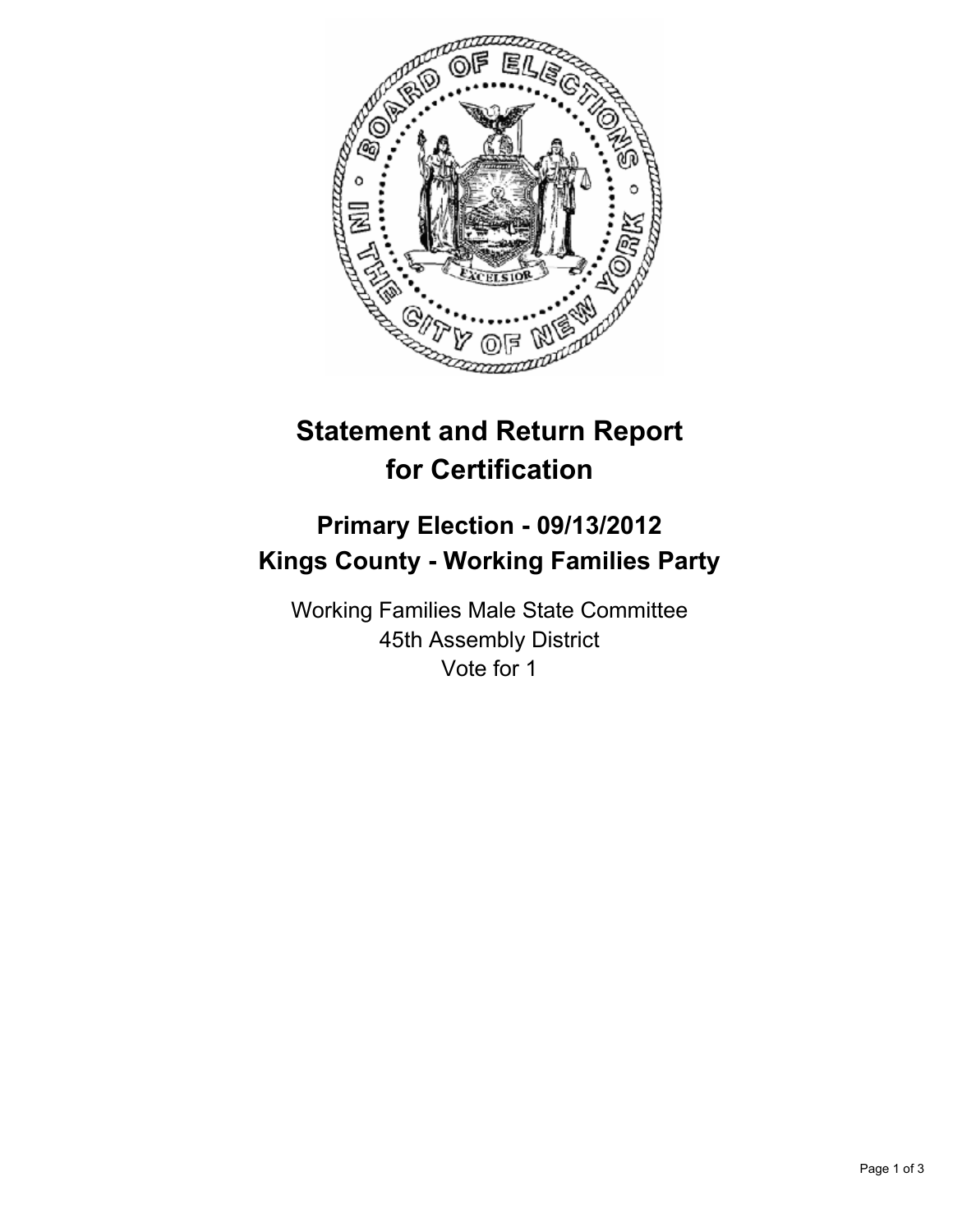# Statement and Return Report for Certification

## Primary Election - 09/13/2012
## Kings County - Working Families Party

Working Families Male State Committee
45th Assembly District
Vote for 1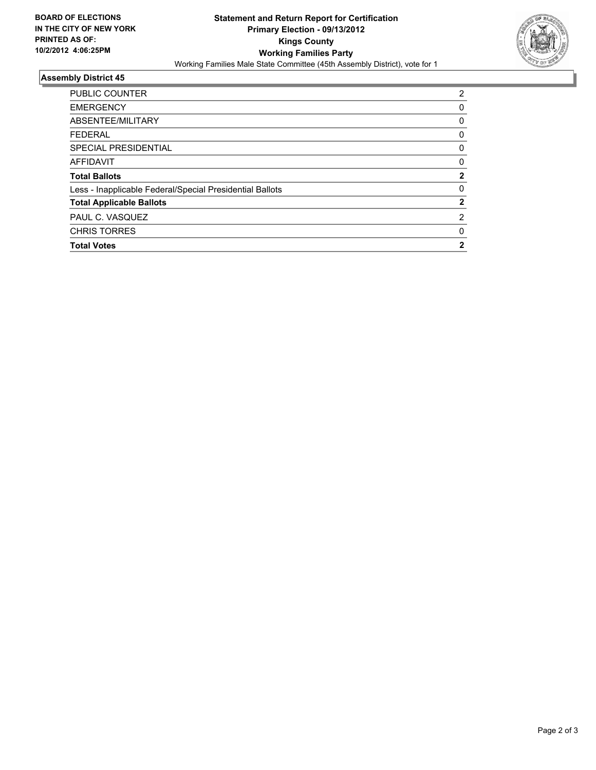**BOARD OF ELECTIONS IN THE CITY OF NEW YORK**
**PRINTED AS OF: 10/2/2012 4:06:25PM**

# Statement and Return Report for Certification
## Primary Election - 09/13/2012
## Kings County
## Working Families Party

Working Families Male State Committee (45th Assembly District), vote for 1

### Assembly District 45

| | |
|---|---|
| PUBLIC COUNTER | 2 |
| EMERGENCY | 0 |
| ABSENTEE/MILITARY | 0 |
| FEDERAL | 0 |
| SPECIAL PRESIDENTIAL | 0 |
| AFFIDAVIT | 0 |
| **Total Ballots** | **2** |
| Less - Inapplicable Federal/Special Presidential Ballots | 0 |
| **Total Applicable Ballots** | **2** |
| PAUL C. VASQUEZ | 2 |
| CHRIS TORRES | 0 |
| **Total Votes** | **2** |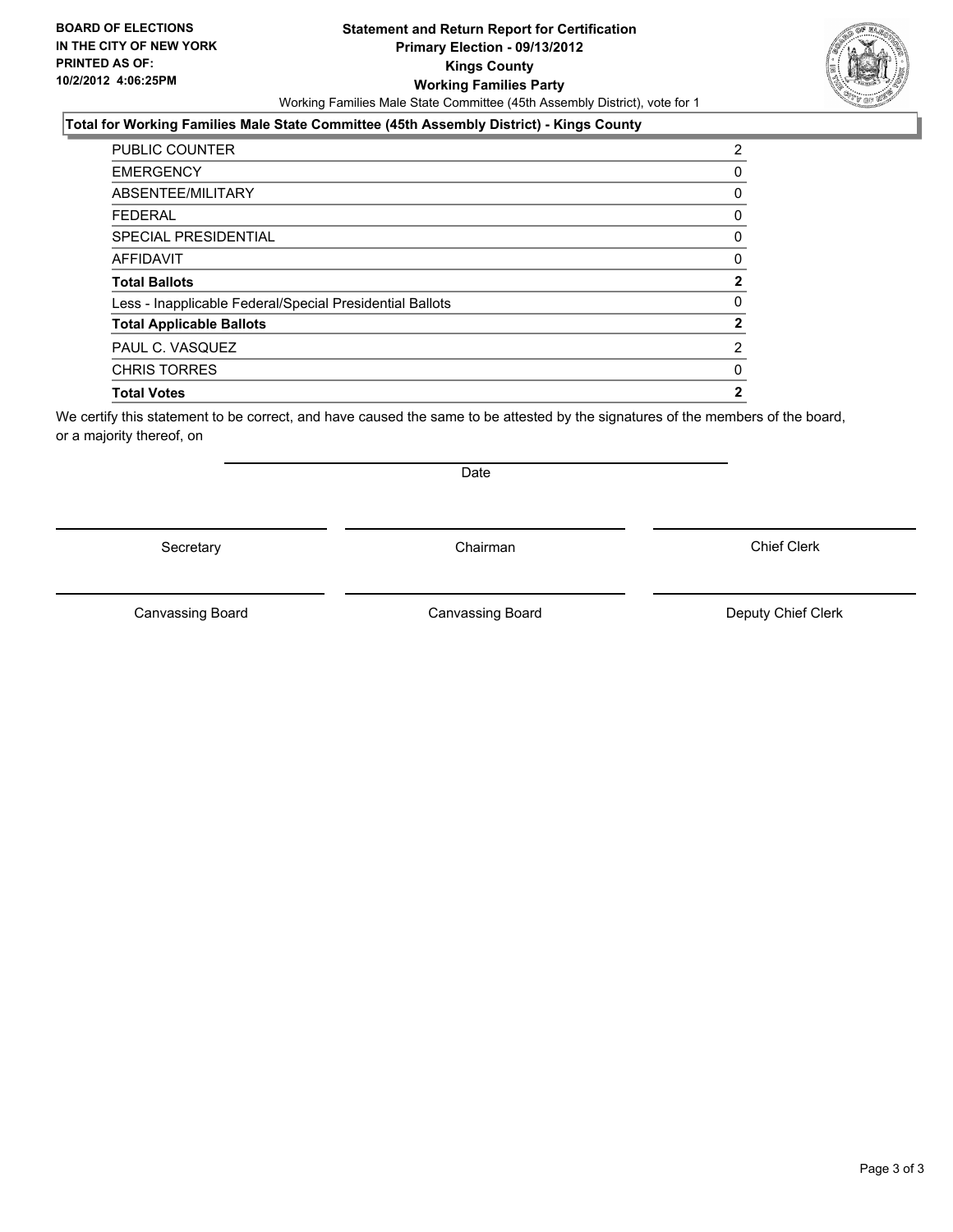**BOARD OF ELECTIONS**
**IN THE CITY OF NEW YORK**
**PRINTED AS OF:**
**10/2/2012 4:06:25PM**

# Statement and Return Report for Certification
## Primary Election - 09/13/2012
## Kings County
## Working Families Party

Working Families Male State Committee (45th Assembly District), vote for 1

### Total for Working Families Male State Committee (45th Assembly District) - Kings County

| | |
|---|---|
| PUBLIC COUNTER | 2 |
| EMERGENCY | 0 |
| ABSENTEE/MILITARY | 0 |
| FEDERAL | 0 |
| SPECIAL PRESIDENTIAL | 0 |
| AFFIDAVIT | 0 |
| **Total Ballots** | **2** |
| Less - Inapplicable Federal/Special Presidential Ballots | 0 |
| **Total Applicable Ballots** | **2** |
| PAUL C. VASQUEZ | 2 |
| CHRIS TORRES | 0 |
| **Total Votes** | **2** |

We certify this statement to be correct, and have caused the same to be attested by the signatures of the members of the board, or a majority thereof, on

Date

Secretary | Chairman | Chief Clerk

Canvassing Board | Canvassing Board | Deputy Chief Clerk